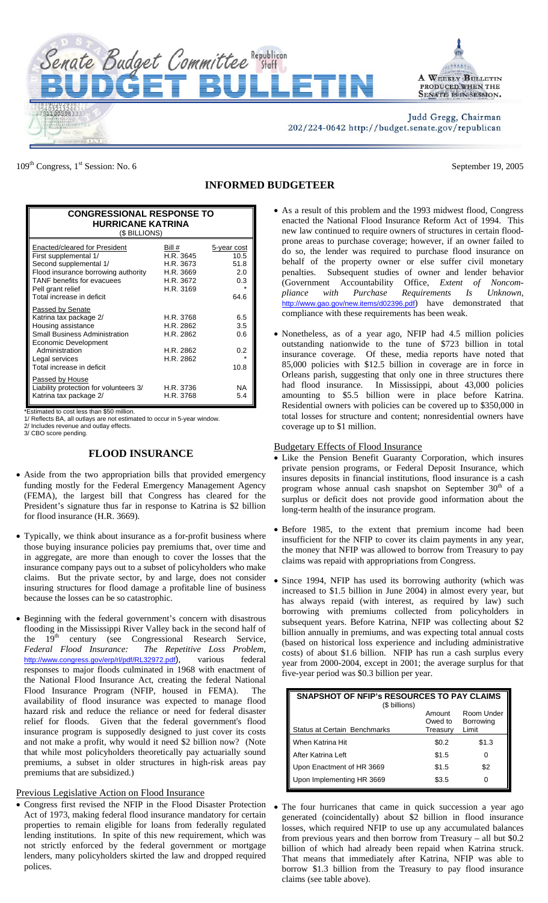# Senate Budget Committee Republican Staff — BUDGET BULLETIN

A Weekly Bulletin produced when the Senate is in session.

Judd Gregg, Chairman
202/224-0642 http://budget.senate.gov/republican

109th Congress, 1st Session: No. 6

September 19, 2005

## INFORMED BUDGETEER

| CONGRESSIONAL RESPONSE TO HURRICANE KATRINA ($ BILLIONS) | | |
|---|---|---|
| **Enacted/cleared for President** | **Bill #** | **5-year cost** |
| First supplemental 1/ | H.R. 3645 | 10.5 |
| Second supplemental 1/ | H.R. 3673 | 51.8 |
| Flood insurance borrowing authority | H.R. 3669 | 2.0 |
| TANF benefits for evacuees | H.R. 3672 | 0.3 |
| Pell grant relief | H.R. 3169 | * |
| Total increase in deficit | | 64.6 |
| **Passed by Senate** | | |
| Katrina tax package 2/ | H.R. 3768 | 6.5 |
| Housing assistance | H.R. 2862 | 3.5 |
| Small Business Administration | H.R. 2862 | 0.6 |
| Economic Development Administration | H.R. 2862 | 0.2 |
| Legal services | H.R. 2862 | * |
| Total increase in deficit | | 10.8 |
| **Passed by House** | | |
| Liability protection for volunteers 3/ | H.R. 3736 | NA |
| Katrina tax package 2/ | H.R. 3768 | 5.4 |

*Estimated to cost less than $50 million.
1/ Reflects BA, all outlays are not estimated to occur in 5-year window.
2/ Includes revenue and outlay effects.
3/ CBO score pending.

## FLOOD INSURANCE

- Aside from the two appropriation bills that provided emergency funding mostly for the Federal Emergency Management Agency (FEMA), the largest bill that Congress has cleared for the President's signature thus far in response to Katrina is $2 billion for flood insurance (H.R. 3669).

- Typically, we think about insurance as a for-profit business where those buying insurance policies pay premiums that, over time and in aggregate, are more than enough to cover the losses that the insurance company pays out to a subset of policyholders who make claims. But the private sector, by and large, does not consider insuring structures for flood damage a profitable line of business because the losses can be so catastrophic.

- Beginning with the federal government's concern with disastrous flooding in the Mississippi River Valley back in the second half of the 19th century (see Congressional Research Service, *Federal Flood Insurance: The Repetitive Loss Problem*, http://www.congress.gov/erp/rl/pdf/RL32972.pdf), various federal responses to major floods culminated in 1968 with enactment of the National Flood Insurance Act, creating the federal National Flood Insurance Program (NFIP, housed in FEMA). The availability of flood insurance was expected to manage flood hazard risk and reduce the reliance or need for federal disaster relief for floods. Given that the federal government's flood insurance program is supposedly designed to just cover its costs and not make a profit, why would it need $2 billion now? (Note that while most policyholders theoretically pay actuarially sound premiums, a subset in older structures in high-risk areas pay premiums that are subsidized.)

### Previous Legislative Action on Flood Insurance

- Congress first revised the NFIP in the Flood Disaster Protection Act of 1973, making federal flood insurance mandatory for certain properties to remain eligible for loans from federally regulated lending institutions. In spite of this new requirement, which was not strictly enforced by the federal government or mortgage lenders, many policyholders skirted the law and dropped required polices.

- As a result of this problem and the 1993 midwest flood, Congress enacted the National Flood Insurance Reform Act of 1994. This new law continued to require owners of structures in certain flood-prone areas to purchase coverage; however, if an owner failed to do so, the lender was required to purchase flood insurance on behalf of the property owner or else suffer civil monetary penalties. Subsequent studies of owner and lender behavior (Government Accountability Office, *Extent of Noncompliance with Purchase Requirements Is Unknown*, http://www.gao.gov/new.items/d02396.pdf) have demonstrated that compliance with these requirements has been weak.

- Nonetheless, as of a year ago, NFIP had 4.5 million policies outstanding nationwide to the tune of $723 billion in total insurance coverage. Of these, media reports have noted that 85,000 policies with $12.5 billion in coverage are in force in Orleans parish, suggesting that only one in three structures there had flood insurance. In Mississippi, about 43,000 policies amounting to $5.5 billion were in place before Katrina. Residential owners with policies can be covered up to $350,000 in total losses for structure and content; nonresidential owners have coverage up to $1 million.

### Budgetary Effects of Flood Insurance

- Like the Pension Benefit Guaranty Corporation, which insures private pension programs, or Federal Deposit Insurance, which insures deposits in financial institutions, flood insurance is a cash program whose annual cash snapshot on September 30th of a surplus or deficit does not provide good information about the long-term health of the insurance program.

- Before 1985, to the extent that premium income had been insufficient for the NFIP to cover its claim payments in any year, the money that NFIP was allowed to borrow from Treasury to pay claims was repaid with appropriations from Congress.

- Since 1994, NFIP has used its borrowing authority (which was increased to $1.5 billion in June 2004) in almost every year, but has always repaid (with interest, as required by law) such borrowing with premiums collected from policyholders in subsequent years. Before Katrina, NFIP was collecting about $2 billion annually in premiums, and was expecting total annual costs (based on historical loss experience and including administrative costs) of about $1.6 billion. NFIP has run a cash surplus every year from 2000-2004, except in 2001; the average surplus for that five-year period was $0.3 billion per year.

| SNAPSHOT OF NFIP's RESOURCES TO PAY CLAIMS ($ billions) | | |
|---|---|---|
| Status at Certain Benchmarks | Amount Owed to Treasury | Room Under Borrowing Limit |
| When Katrina Hit | $0.2 | $1.3 |
| After Katrina Left | $1.5 | 0 |
| Upon Enactment of HR 3669 | $1.5 | $2 |
| Upon Implementing HR 3669 | $3.5 | 0 |

- The four hurricanes that came in quick succession a year ago generated (coincidentally) about $2 billion in flood insurance losses, which required NFIP to use up any accumulated balances from previous years and then borrow from Treasury – all but $0.2 billion of which had already been repaid when Katrina struck. That means that immediately after Katrina, NFIP was able to borrow $1.3 billion from the Treasury to pay flood insurance claims (see table above).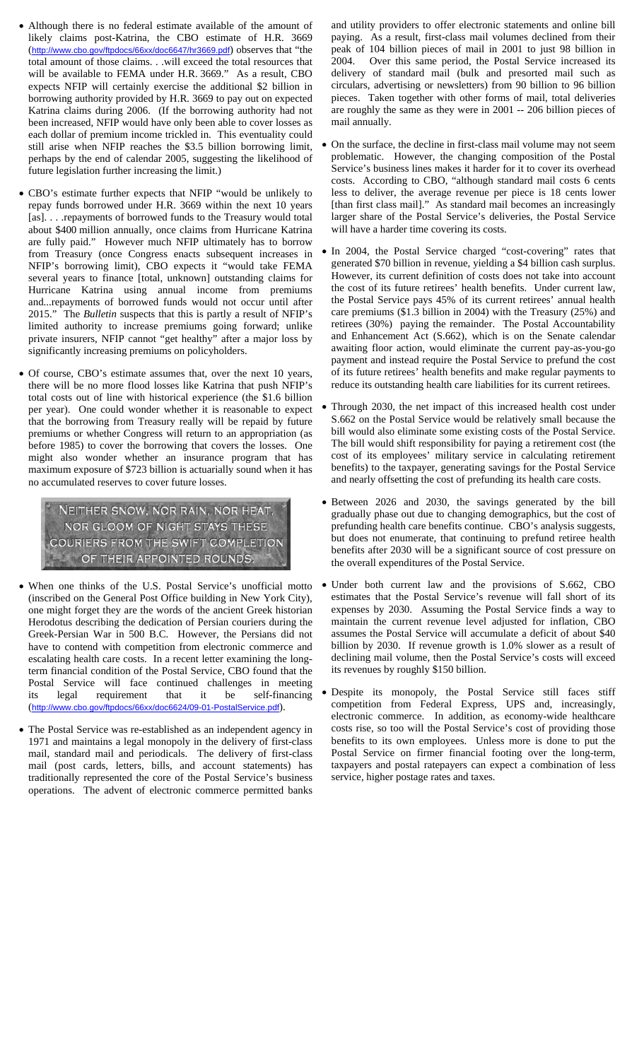- Although there is no federal estimate available of the amount of likely claims post-Katrina, the CBO estimate of H.R. 3669 (http://www.cbo.gov/ftpdocs/66xx/doc6647/hr3669.pdf) observes that "the total amount of those claims. . .will exceed the total resources that will be available to FEMA under H.R. 3669." As a result, CBO expects NFIP will certainly exercise the additional $2 billion in borrowing authority provided by H.R. 3669 to pay out on expected Katrina claims during 2006. (If the borrowing authority had not been increased, NFIP would have only been able to cover losses as each dollar of premium income trickled in. This eventuality could still arise when NFIP reaches the $3.5 billion borrowing limit, perhaps by the end of calendar 2005, suggesting the likelihood of future legislation further increasing the limit.)

- CBO's estimate further expects that NFIP "would be unlikely to repay funds borrowed under H.R. 3669 within the next 10 years [as]. . . .repayments of borrowed funds to the Treasury would total about $400 million annually, once claims from Hurricane Katrina are fully paid." However much NFIP ultimately has to borrow from Treasury (once Congress enacts subsequent increases in NFIP's borrowing limit), CBO expects it "would take FEMA several years to finance [total, unknown] outstanding claims for Hurricane Katrina using annual income from premiums and...repayments of borrowed funds would not occur until after 2015." The *Bulletin* suspects that this is partly a result of NFIP's limited authority to increase premiums going forward; unlike private insurers, NFIP cannot "get healthy" after a major loss by significantly increasing premiums on policyholders.

- Of course, CBO's estimate assumes that, over the next 10 years, there will be no more flood losses like Katrina that push NFIP's total costs out of line with historical experience (the $1.6 billion per year). One could wonder whether it is reasonable to expect that the borrowing from Treasury really will be repaid by future premiums or whether Congress will return to an appropriation (as before 1985) to cover the borrowing that covers the losses. One might also wonder whether an insurance program that has maximum exposure of $723 billion is actuarially sound when it has no accumulated reserves to cover future losses.

NEITHER SNOW, NOR RAIN, NOR HEAT, NOR GLOOM OF NIGHT STAYS THESE COURIERS FROM THE SWIFT COMPLETION OF THEIR APPOINTED ROUNDS.

- When one thinks of the U.S. Postal Service's unofficial motto (inscribed on the General Post Office building in New York City), one might forget they are the words of the ancient Greek historian Herodotus describing the dedication of Persian couriers during the Greek-Persian War in 500 B.C. However, the Persians did not have to contend with competition from electronic commerce and escalating health care costs. In a recent letter examining the long-term financial condition of the Postal Service, CBO found that the Postal Service will face continued challenges in meeting its legal requirement that it be self-financing (http://www.cbo.gov/ftpdocs/66xx/doc6624/09-01-PostalService.pdf).

- The Postal Service was re-established as an independent agency in 1971 and maintains a legal monopoly in the delivery of first-class mail, standard mail and periodicals. The delivery of first-class mail (post cards, letters, bills, and account statements) has traditionally represented the core of the Postal Service's business operations. The advent of electronic commerce permitted banks and utility providers to offer electronic statements and online bill paying. As a result, first-class mail volumes declined from their peak of 104 billion pieces of mail in 2001 to just 98 billion in 2004. Over this same period, the Postal Service increased its delivery of standard mail (bulk and presorted mail such as circulars, advertising or newsletters) from 90 billion to 96 billion pieces. Taken together with other forms of mail, total deliveries are roughly the same as they were in 2001 -- 206 billion pieces of mail annually.

- On the surface, the decline in first-class mail volume may not seem problematic. However, the changing composition of the Postal Service's business lines makes it harder for it to cover its overhead costs. According to CBO, "although standard mail costs 6 cents less to deliver, the average revenue per piece is 18 cents lower [than first class mail]." As standard mail becomes an increasingly larger share of the Postal Service's deliveries, the Postal Service will have a harder time covering its costs.

- In 2004, the Postal Service charged "cost-covering" rates that generated $70 billion in revenue, yielding a $4 billion cash surplus. However, its current definition of costs does not take into account the cost of its future retirees' health benefits. Under current law, the Postal Service pays 45% of its current retirees' annual health care premiums ($1.3 billion in 2004) with the Treasury (25%) and retirees (30%) paying the remainder. The Postal Accountability and Enhancement Act (S.662), which is on the Senate calendar awaiting floor action, would eliminate the current pay-as-you-go payment and instead require the Postal Service to prefund the cost of its future retirees' health benefits and make regular payments to reduce its outstanding health care liabilities for its current retirees.

- Through 2030, the net impact of this increased health cost under S.662 on the Postal Service would be relatively small because the bill would also eliminate some existing costs of the Postal Service. The bill would shift responsibility for paying a retirement cost (the cost of its employees' military service in calculating retirement benefits) to the taxpayer, generating savings for the Postal Service and nearly offsetting the cost of prefunding its health care costs.

- Between 2026 and 2030, the savings generated by the bill gradually phase out due to changing demographics, but the cost of prefunding health care benefits continue. CBO's analysis suggests, but does not enumerate, that continuing to prefund retiree health benefits after 2030 will be a significant source of cost pressure on the overall expenditures of the Postal Service.

- Under both current law and the provisions of S.662, CBO estimates that the Postal Service's revenue will fall short of its expenses by 2030. Assuming the Postal Service finds a way to maintain the current revenue level adjusted for inflation, CBO assumes the Postal Service will accumulate a deficit of about $40 billion by 2030. If revenue growth is 1.0% slower as a result of declining mail volume, then the Postal Service's costs will exceed its revenues by roughly $150 billion.

- Despite its monopoly, the Postal Service still faces stiff competition from Federal Express, UPS and, increasingly, electronic commerce. In addition, as economy-wide healthcare costs rise, so too will the Postal Service's cost of providing those benefits to its own employees. Unless more is done to put the Postal Service on firmer financial footing over the long-term, taxpayers and postal ratepayers can expect a combination of less service, higher postage rates and taxes.